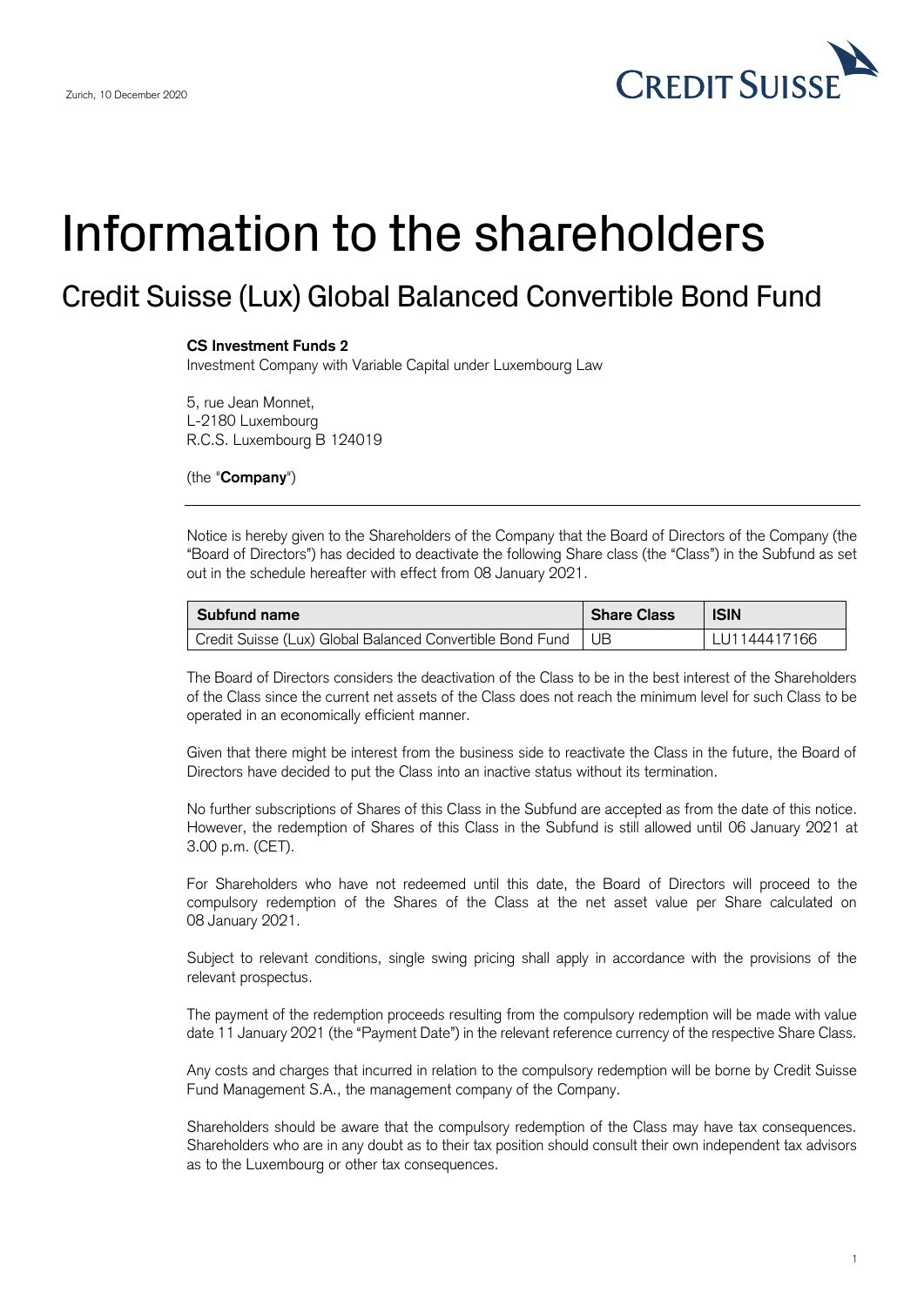Zurich, 10 December 2020

# Information to the shareholders

## Credit Suisse (Lux) Global Balanced Convertible Bond Fund

**CS Investment Funds 2**
Investment Company with Variable Capital under Luxembourg Law

5, rue Jean Monnet,
L-2180 Luxembourg
R.C.S. Luxembourg B 124019

(the "**Company**")

---

Notice is hereby given to the Shareholders of the Company that the Board of Directors of the Company (the "Board of Directors") has decided to deactivate the following Share class (the "Class") in the Subfund as set out in the schedule hereafter with effect from 08 January 2021.

| Subfund name | Share Class | ISIN |
|---|---|---|
| Credit Suisse (Lux) Global Balanced Convertible Bond Fund | UB | LU1144417166 |

The Board of Directors considers the deactivation of the Class to be in the best interest of the Shareholders of the Class since the current net assets of the Class does not reach the minimum level for such Class to be operated in an economically efficient manner.

Given that there might be interest from the business side to reactivate the Class in the future, the Board of Directors have decided to put the Class into an inactive status without its termination.

No further subscriptions of Shares of this Class in the Subfund are accepted as from the date of this notice. However, the redemption of Shares of this Class in the Subfund is still allowed until 06 January 2021 at 3.00 p.m. (CET).

For Shareholders who have not redeemed until this date, the Board of Directors will proceed to the compulsory redemption of the Shares of the Class at the net asset value per Share calculated on 08 January 2021.

Subject to relevant conditions, single swing pricing shall apply in accordance with the provisions of the relevant prospectus.

The payment of the redemption proceeds resulting from the compulsory redemption will be made with value date 11 January 2021 (the "Payment Date") in the relevant reference currency of the respective Share Class.

Any costs and charges that incurred in relation to the compulsory redemption will be borne by Credit Suisse Fund Management S.A., the management company of the Company.

Shareholders should be aware that the compulsory redemption of the Class may have tax consequences. Shareholders who are in any doubt as to their tax position should consult their own independent tax advisors as to the Luxembourg or other tax consequences.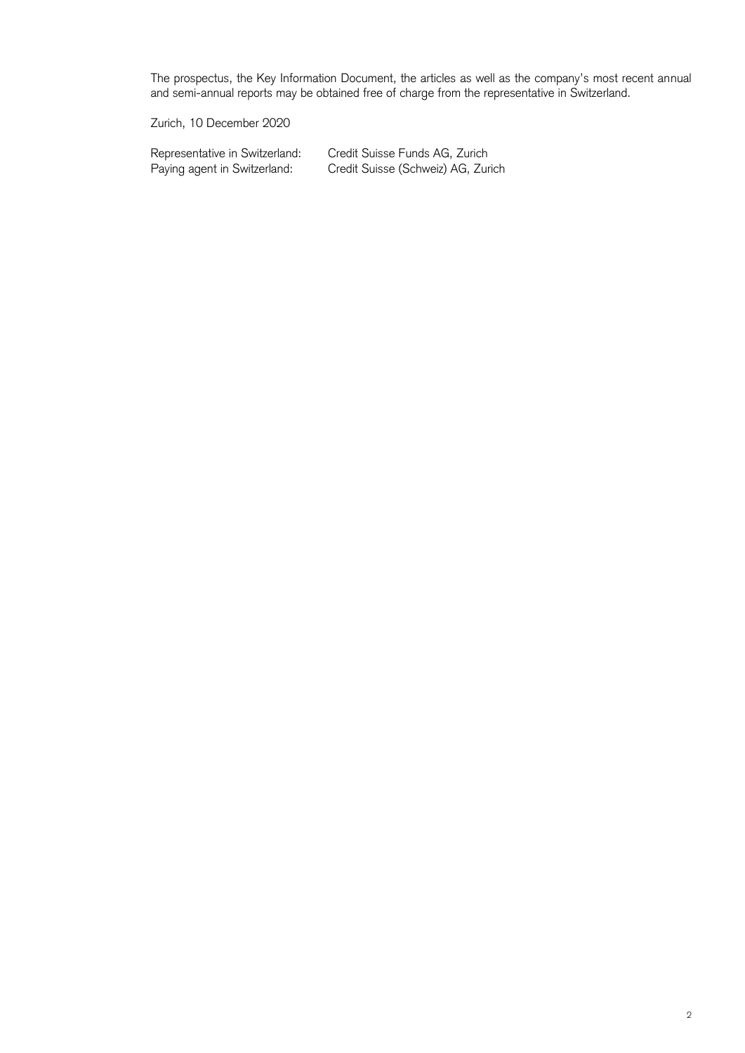The prospectus, the Key Information Document, the articles as well as the company's most recent annual and semi-annual reports may be obtained free of charge from the representative in Switzerland.

Zurich, 10 December 2020

| | |
|---|---|
| Representative in Switzerland: | Credit Suisse Funds AG, Zurich |
| Paying agent in Switzerland: | Credit Suisse (Schweiz) AG, Zurich |